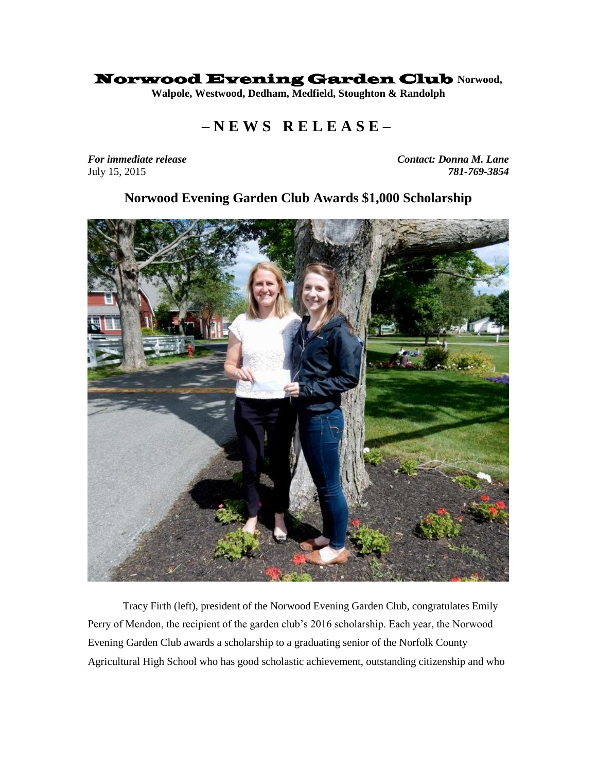**Norwood Evening Garden Club** **Norwood, Walpole, Westwood, Dedham, Medfield, Stoughton & Randolph**

# – N E W S  R E L E A S E –

***For immediate release*** — ***Contact: Donna M. Lane***

July 15, 2015 — ***781-769-3854***

## Norwood Evening Garden Club Awards $1,000 Scholarship

Tracy Firth (left), president of the Norwood Evening Garden Club, congratulates Emily Perry of Mendon, the recipient of the garden club's 2016 scholarship. Each year, the Norwood Evening Garden Club awards a scholarship to a graduating senior of the Norfolk County Agricultural High School who has good scholastic achievement, outstanding citizenship and who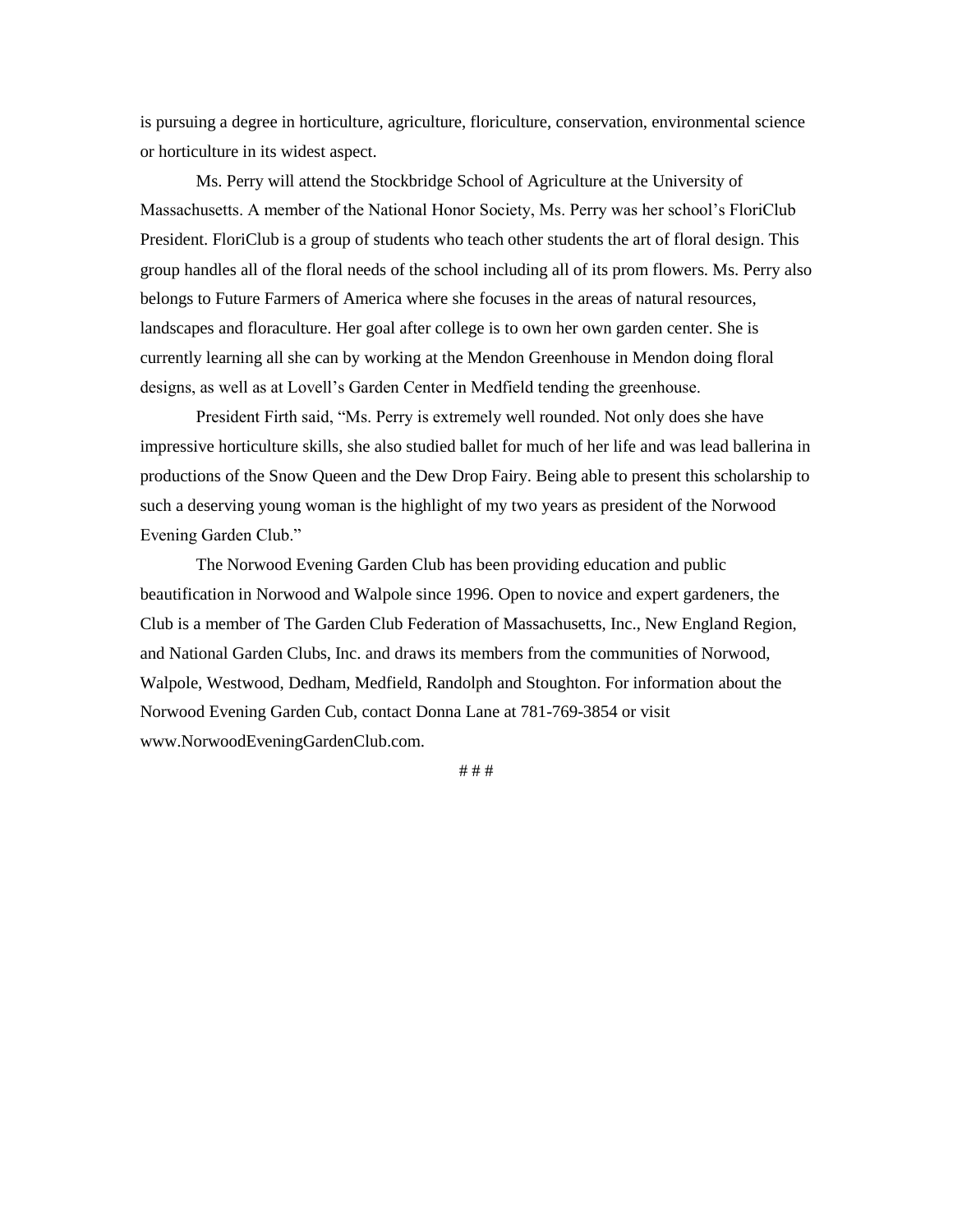is pursuing a degree in horticulture, agriculture, floriculture, conservation, environmental science or horticulture in its widest aspect.

Ms. Perry will attend the Stockbridge School of Agriculture at the University of Massachusetts. A member of the National Honor Society, Ms. Perry was her school's FloriClub President. FloriClub is a group of students who teach other students the art of floral design. This group handles all of the floral needs of the school including all of its prom flowers. Ms. Perry also belongs to Future Farmers of America where she focuses in the areas of natural resources, landscapes and floraculture. Her goal after college is to own her own garden center. She is currently learning all she can by working at the Mendon Greenhouse in Mendon doing floral designs, as well as at Lovell's Garden Center in Medfield tending the greenhouse.

President Firth said, "Ms. Perry is extremely well rounded. Not only does she have impressive horticulture skills, she also studied ballet for much of her life and was lead ballerina in productions of the Snow Queen and the Dew Drop Fairy. Being able to present this scholarship to such a deserving young woman is the highlight of my two years as president of the Norwood Evening Garden Club."

The Norwood Evening Garden Club has been providing education and public beautification in Norwood and Walpole since 1996. Open to novice and expert gardeners, the Club is a member of The Garden Club Federation of Massachusetts, Inc., New England Region, and National Garden Clubs, Inc. and draws its members from the communities of Norwood, Walpole, Westwood, Dedham, Medfield, Randolph and Stoughton. For information about the Norwood Evening Garden Cub, contact Donna Lane at 781-769-3854 or visit www.NorwoodEveningGardenClub.com.

# # #